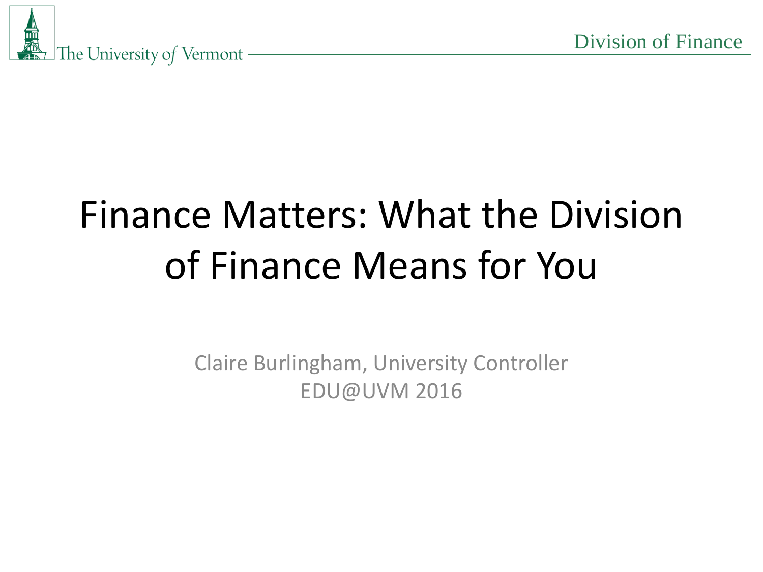# Finance Matters: What the Division of Finance Means for You

Claire Burlingham, University Controller

EDU@UVM 2016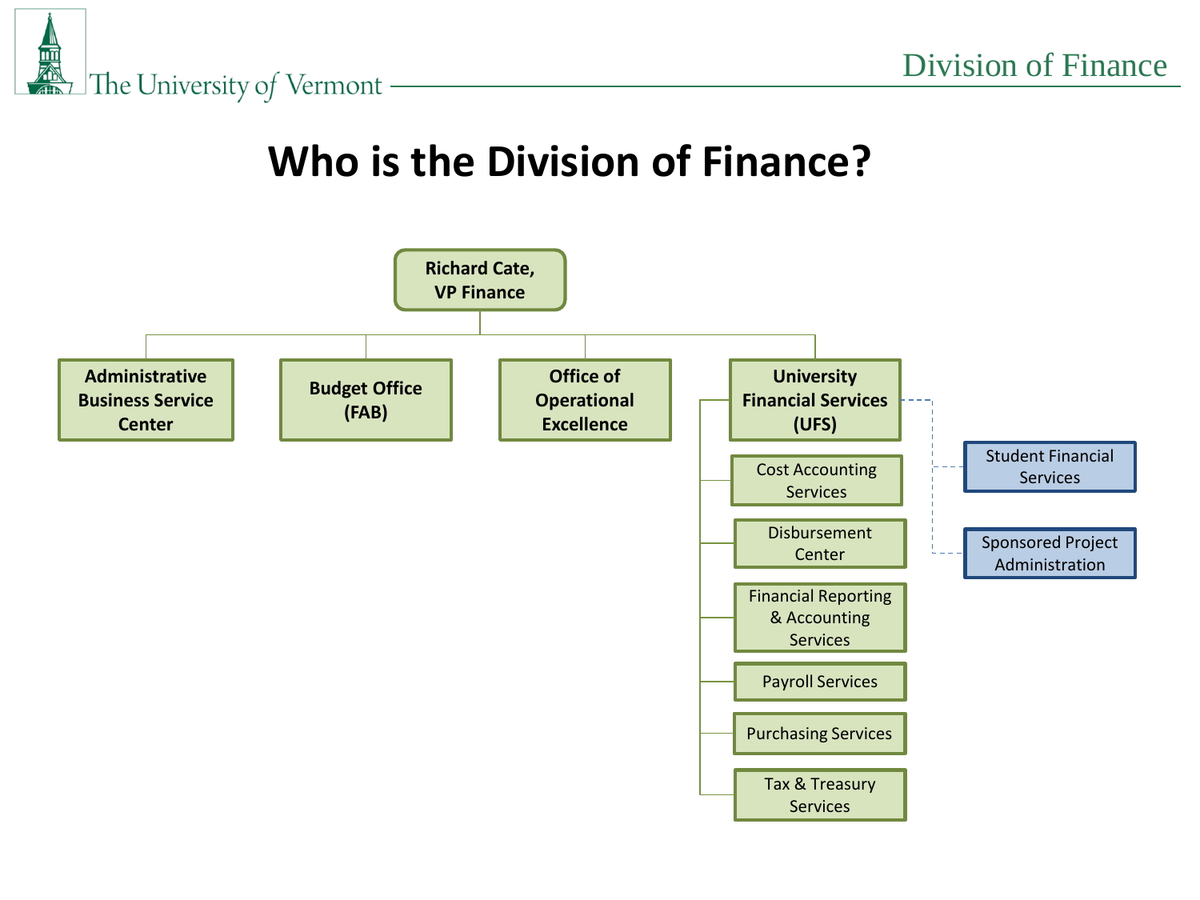# Who is the Division of Finance?

- **Richard Cate, VP Finance**
  - **Administrative Business Service Center**
  - **Budget Office (FAB)**
  - **Office of Operational Excellence**
  - **University Financial Services (UFS)**
    - Cost Accounting Services
    - Disbursement Center
    - Financial Reporting & Accounting Services
    - Payroll Services
    - Purchasing Services
    - Tax & Treasury Services
    - Student Financial Services
    - Sponsored Project Administration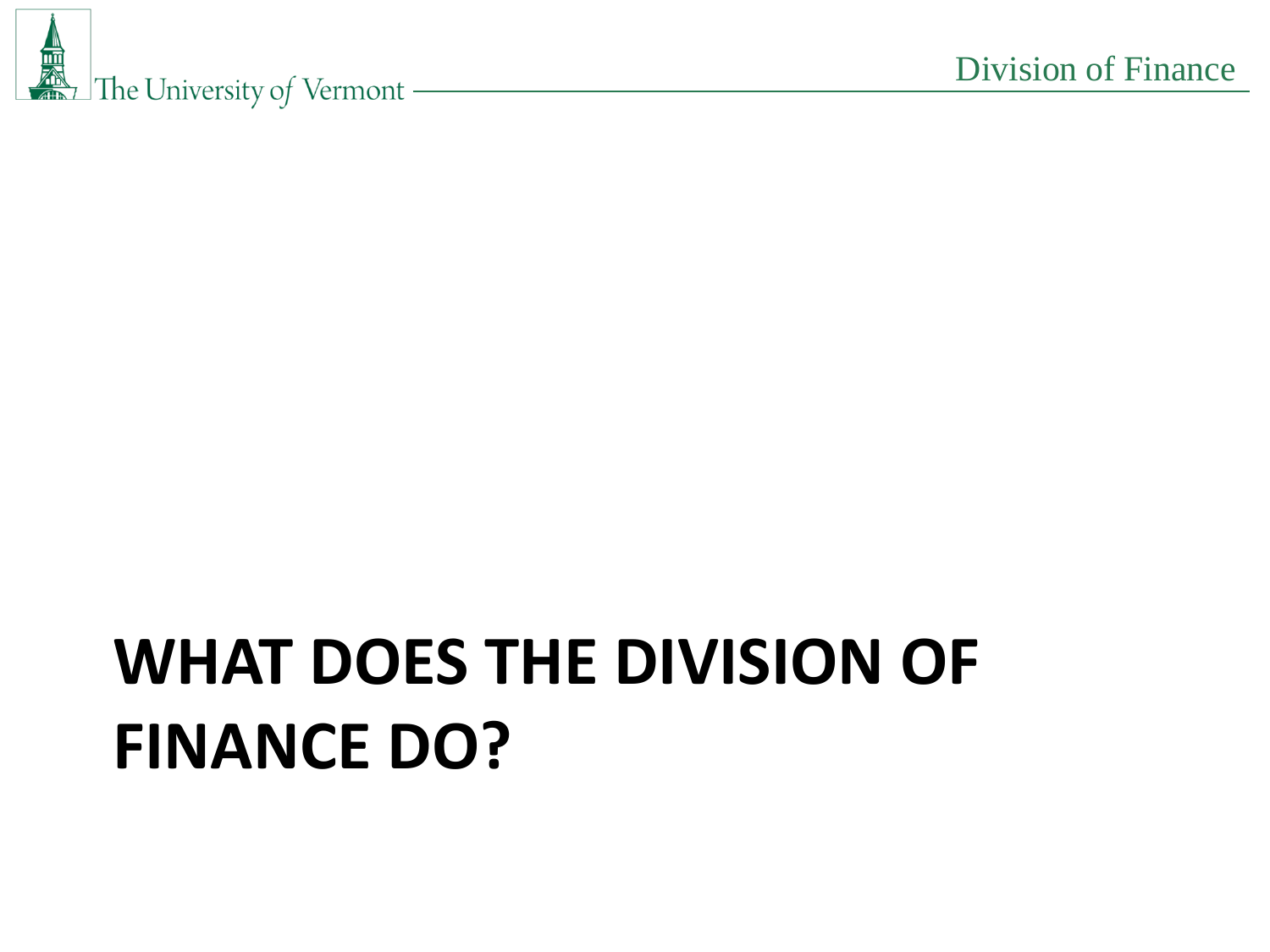# WHAT DOES THE DIVISION OF FINANCE DO?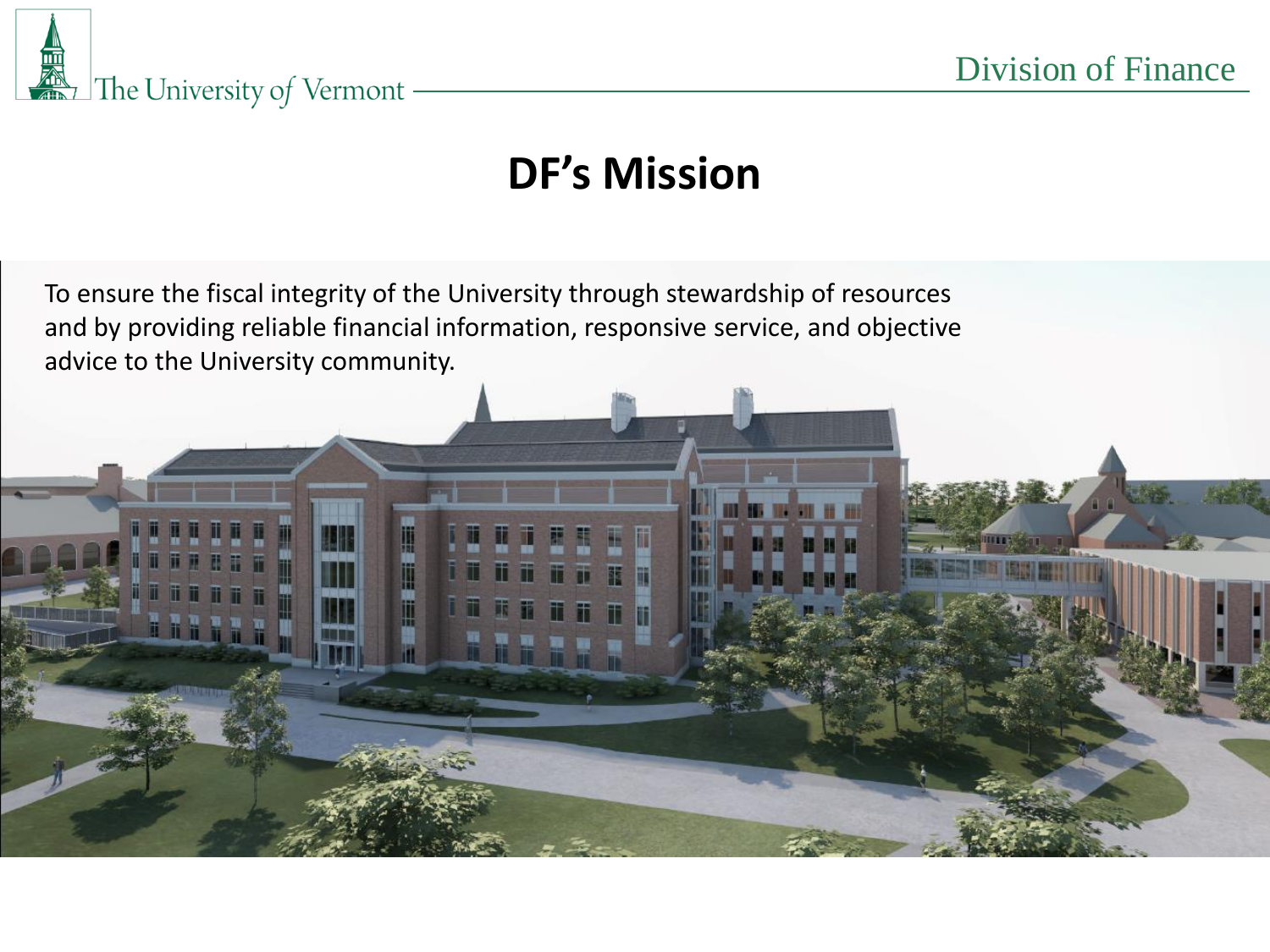# DF's Mission

To ensure the fiscal integrity of the University through stewardship of resources and by providing reliable financial information, responsive service, and objective advice to the University community.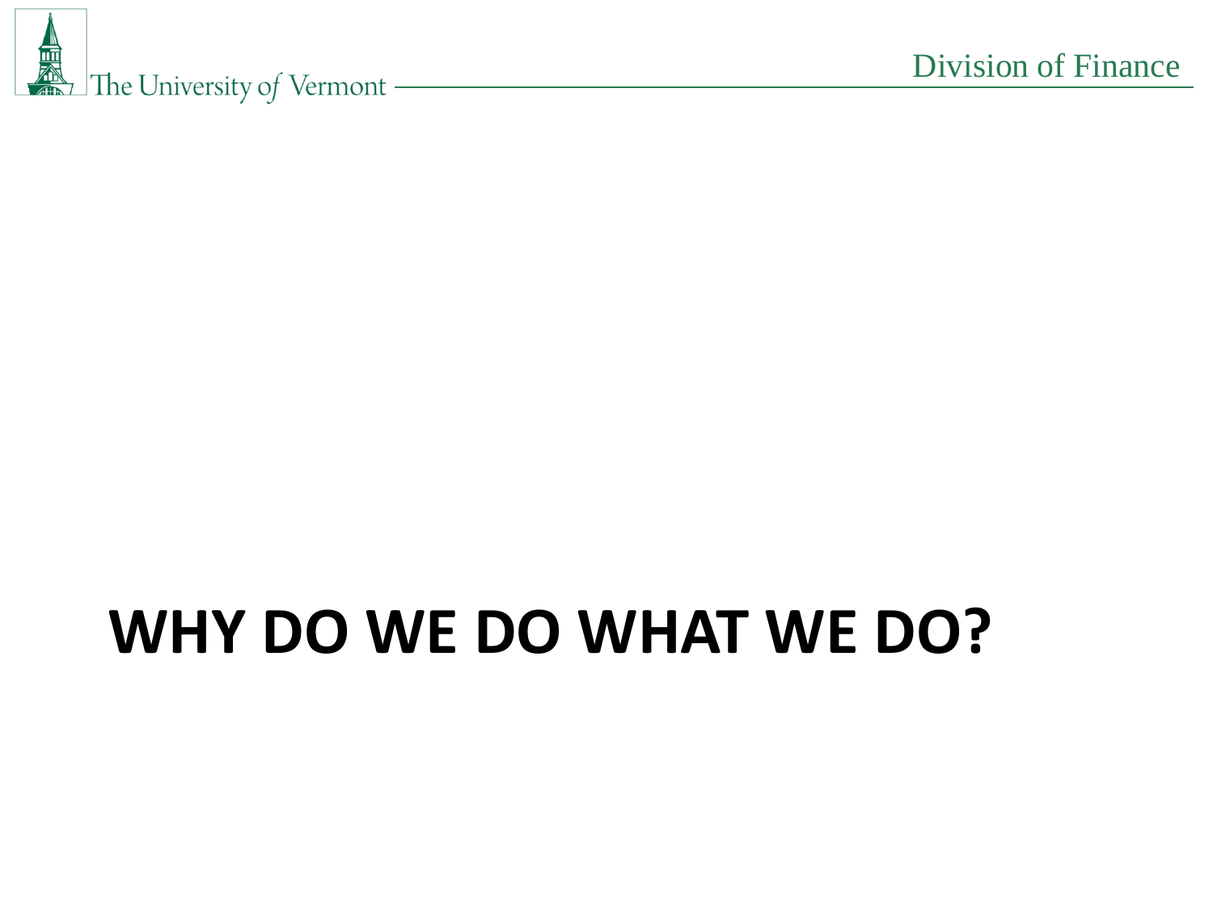# WHY DO WE DO WHAT WE DO?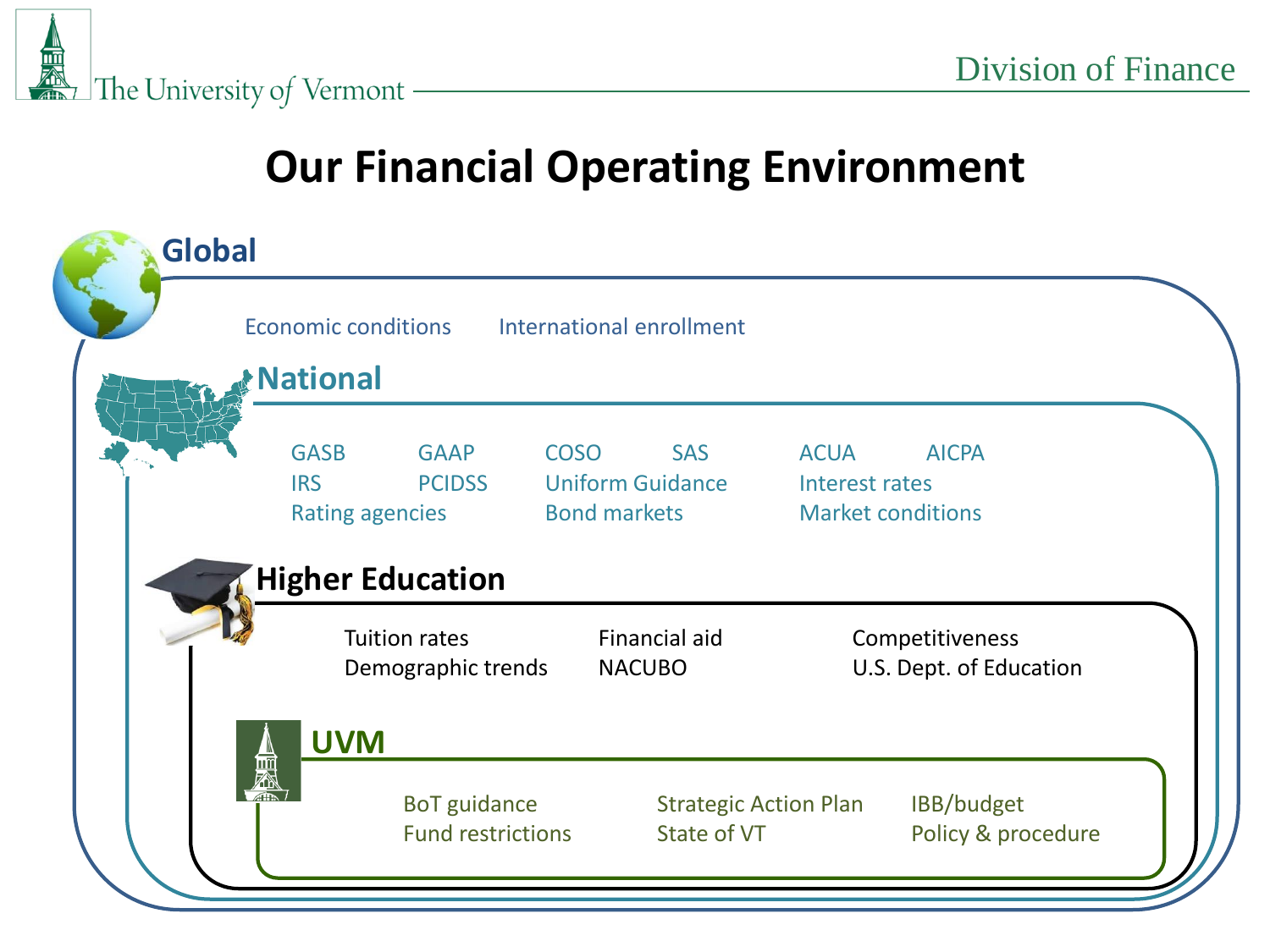# Our Financial Operating Environment

## Global

Economic conditions
International enrollment

## National

GASB
GAAP
COSO
SAS
ACUA
AICPA
IRS
PCIDSS
Uniform Guidance
Interest rates
Rating agencies
Bond markets
Market conditions

## Higher Education

Tuition rates
Demographic trends
Financial aid
NACUBO
Competitiveness
U.S. Dept. of Education

## UVM

BoT guidance
Fund restrictions
Strategic Action Plan
State of VT
IBB/budget
Policy & procedure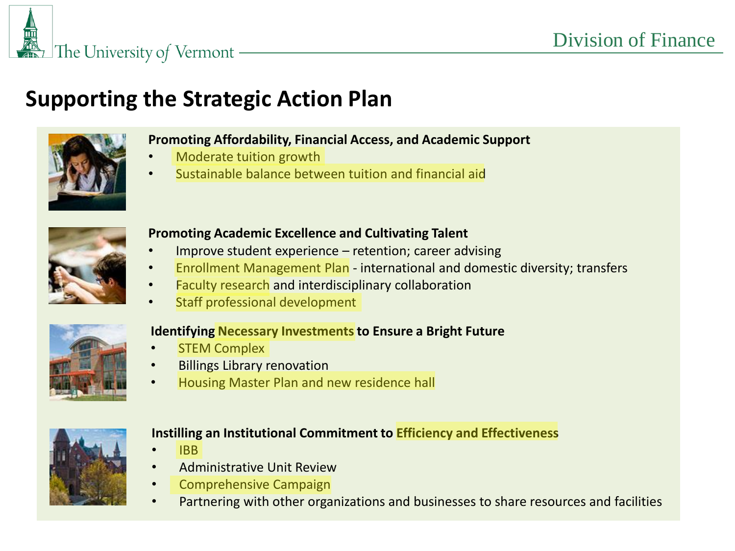## Supporting the Strategic Action Plan

**Promoting Affordability, Financial Access, and Academic Support**

- Moderate tuition growth
- Sustainable balance between tuition and financial aid

**Promoting Academic Excellence and Cultivating Talent**

- Improve student experience – retention; career advising
- Enrollment Management Plan - international and domestic diversity; transfers
- Faculty research and interdisciplinary collaboration
- Staff professional development

**Identifying Necessary Investments to Ensure a Bright Future**

- STEM Complex
- Billings Library renovation
- Housing Master Plan and new residence hall

**Instilling an Institutional Commitment to Efficiency and Effectiveness**

- IBB
- Administrative Unit Review
- Comprehensive Campaign
- Partnering with other organizations and businesses to share resources and facilities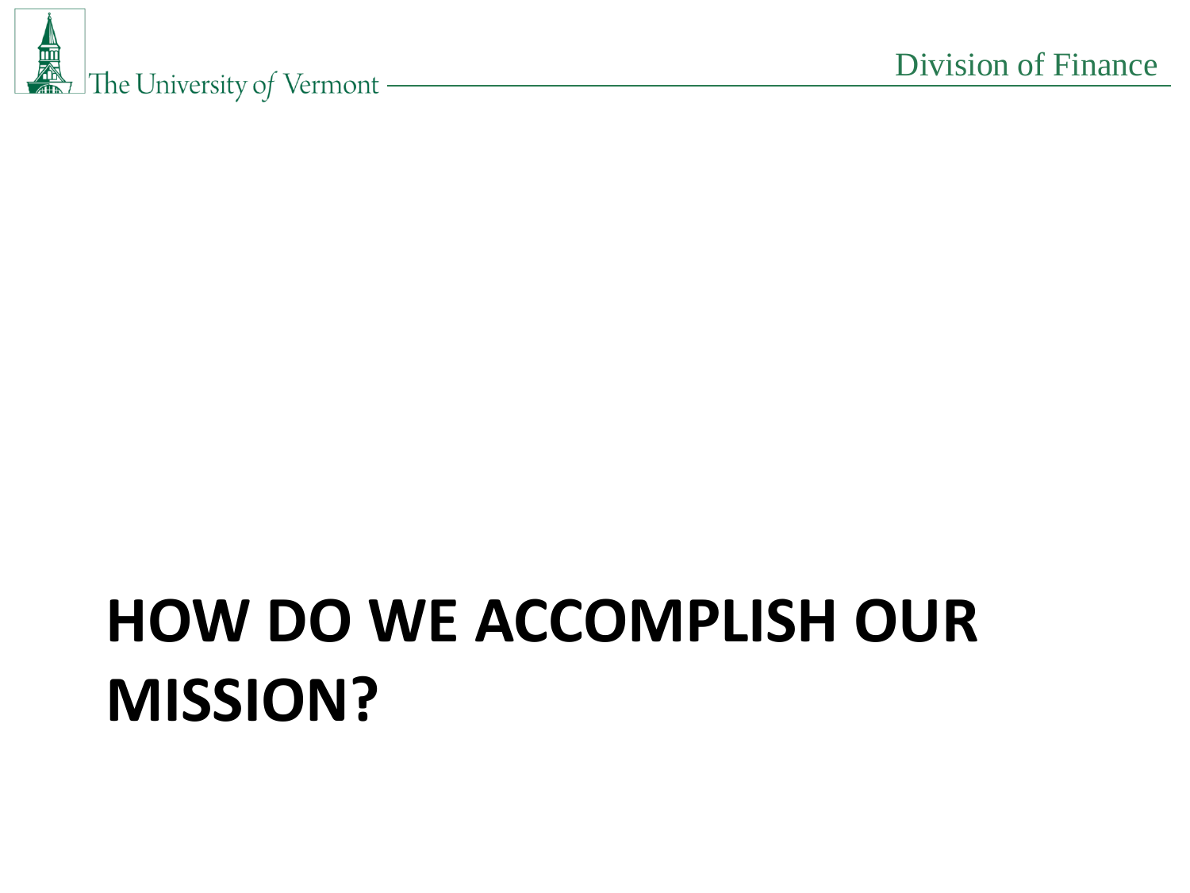# HOW DO WE ACCOMPLISH OUR MISSION?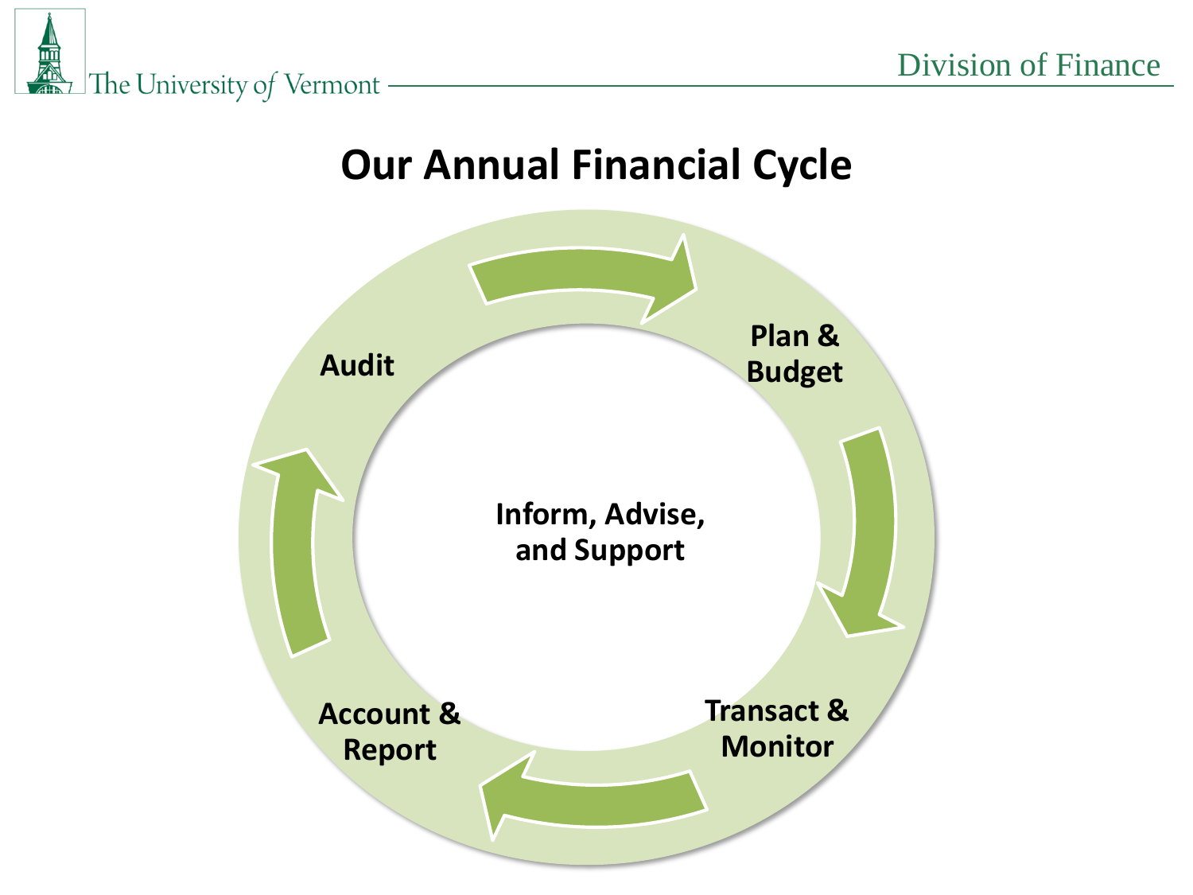# Our Annual Financial Cycle

Plan & Budget

Transact & Monitor

Account & Report

Audit

Inform, Advise, and Support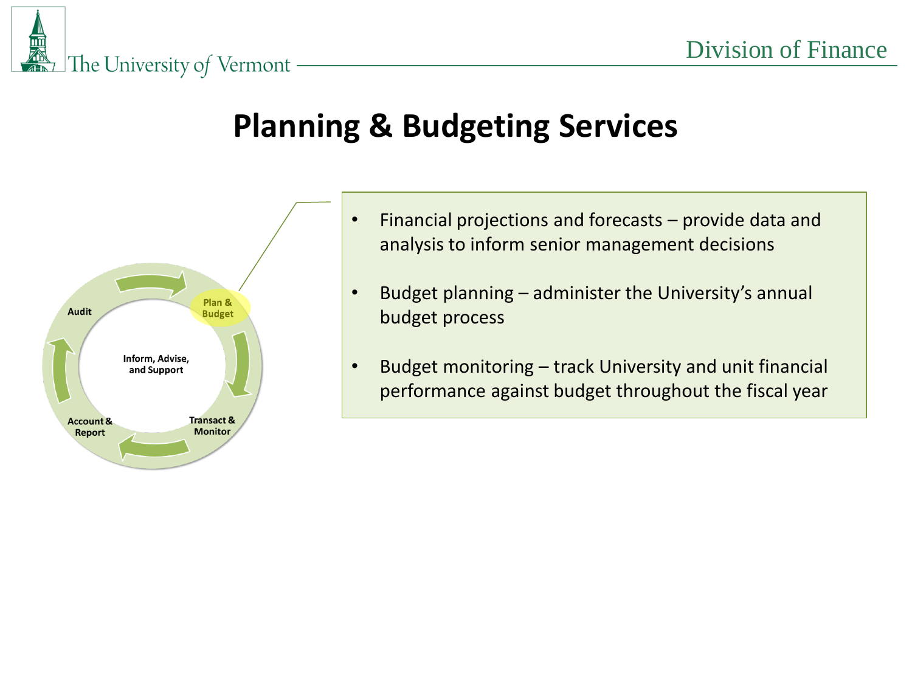# Planning & Budgeting Services

Audit

Plan & Budget

Inform, Advise, and Support

Account & Report

Transact & Monitor

- Financial projections and forecasts – provide data and analysis to inform senior management decisions
- Budget planning – administer the University's annual budget process
- Budget monitoring – track University and unit financial performance against budget throughout the fiscal year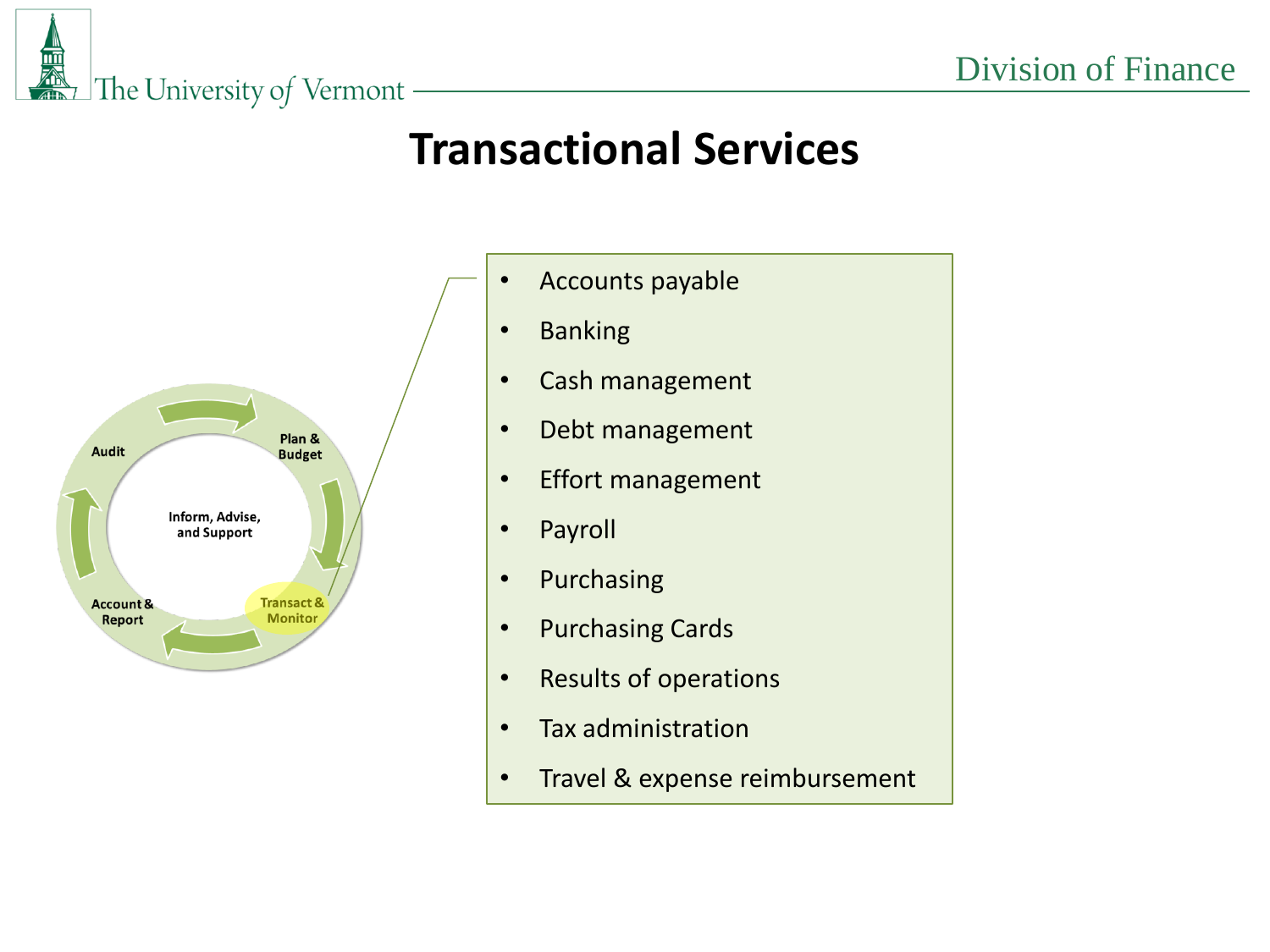# Transactional Services

Audit

Plan & Budget

Inform, Advise, and Support

Account & Report

Transact & Monitor

- Accounts payable
- Banking
- Cash management
- Debt management
- Effort management
- Payroll
- Purchasing
- Purchasing Cards
- Results of operations
- Tax administration
- Travel & expense reimbursement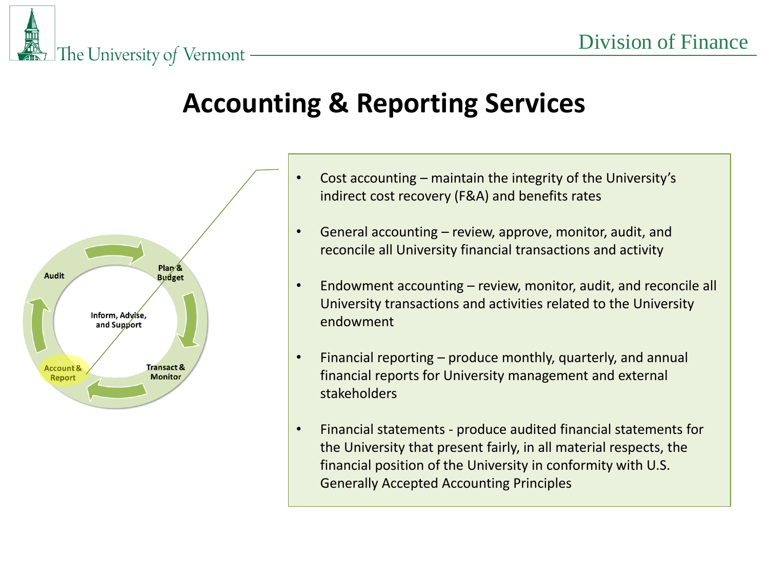# Accounting & Reporting Services

Audit

Plan & Budget

Inform, Advise, and Support

Account & Report

Transact & Monitor

- Cost accounting – maintain the integrity of the University's indirect cost recovery (F&A) and benefits rates
- General accounting – review, approve, monitor, audit, and reconcile all University financial transactions and activity
- Endowment accounting – review, monitor, audit, and reconcile all University transactions and activities related to the University endowment
- Financial reporting – produce monthly, quarterly, and annual financial reports for University management and external stakeholders
- Financial statements - produce audited financial statements for the University that present fairly, in all material respects, the financial position of the University in conformity with U.S. Generally Accepted Accounting Principles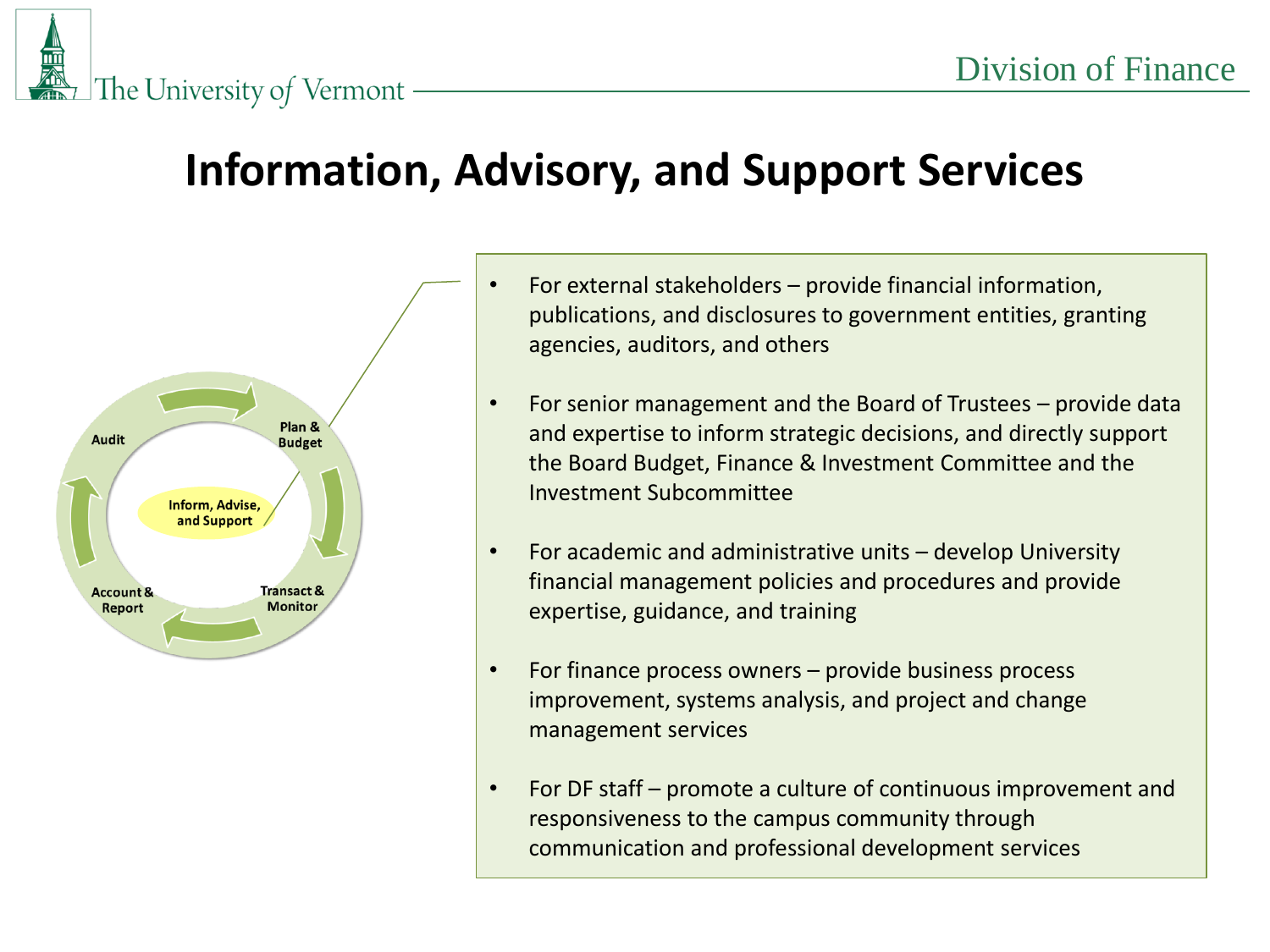# Information, Advisory, and Support Services

Audit

Plan & Budget

Inform, Advise, and Support

Account & Report

Transact & Monitor

- For external stakeholders – provide financial information, publications, and disclosures to government entities, granting agencies, auditors, and others
- For senior management and the Board of Trustees – provide data and expertise to inform strategic decisions, and directly support the Board Budget, Finance & Investment Committee and the Investment Subcommittee
- For academic and administrative units – develop University financial management policies and procedures and provide expertise, guidance, and training
- For finance process owners – provide business process improvement, systems analysis, and project and change management services
- For DF staff – promote a culture of continuous improvement and responsiveness to the campus community through communication and professional development services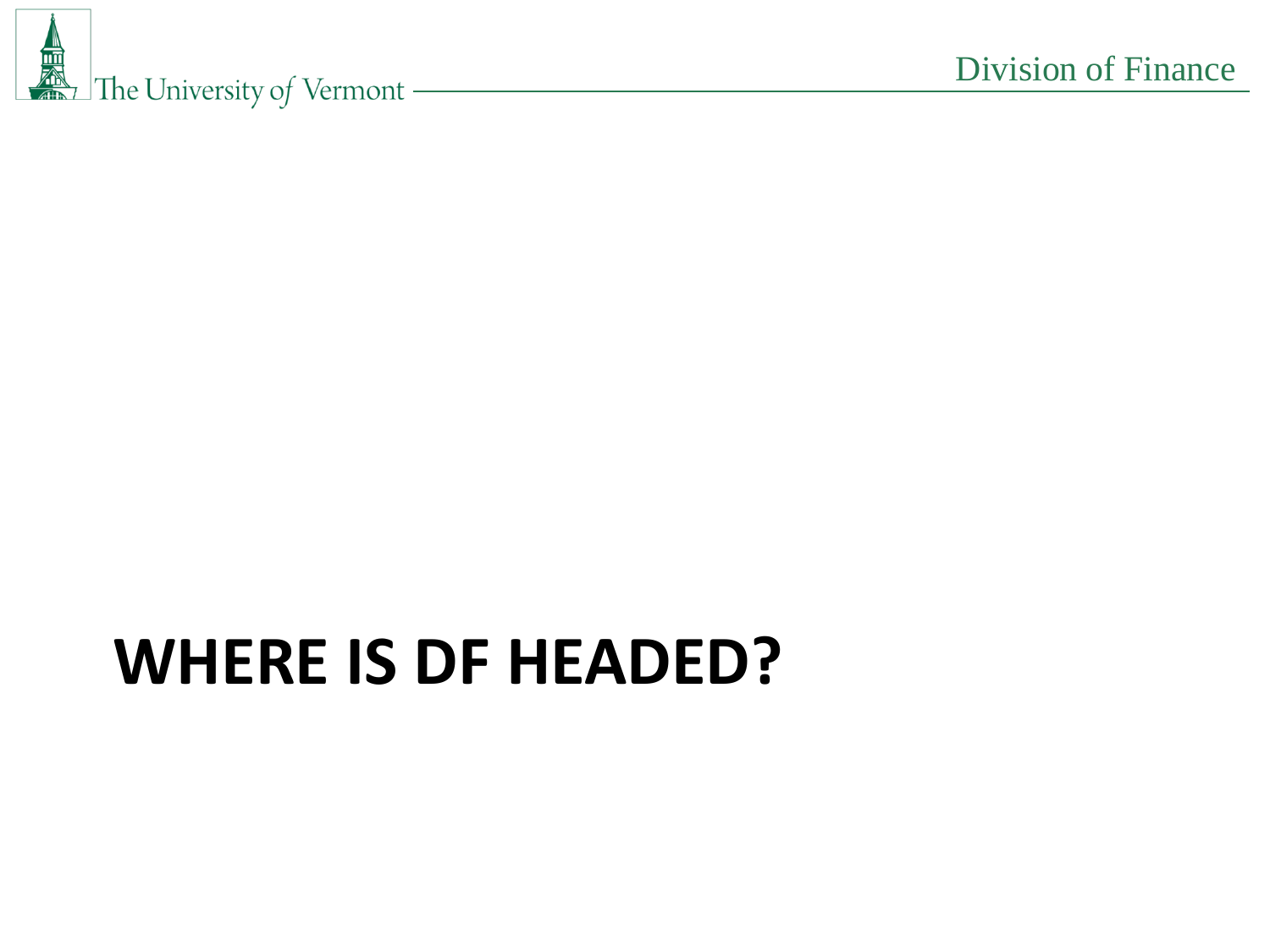# WHERE IS DF HEADED?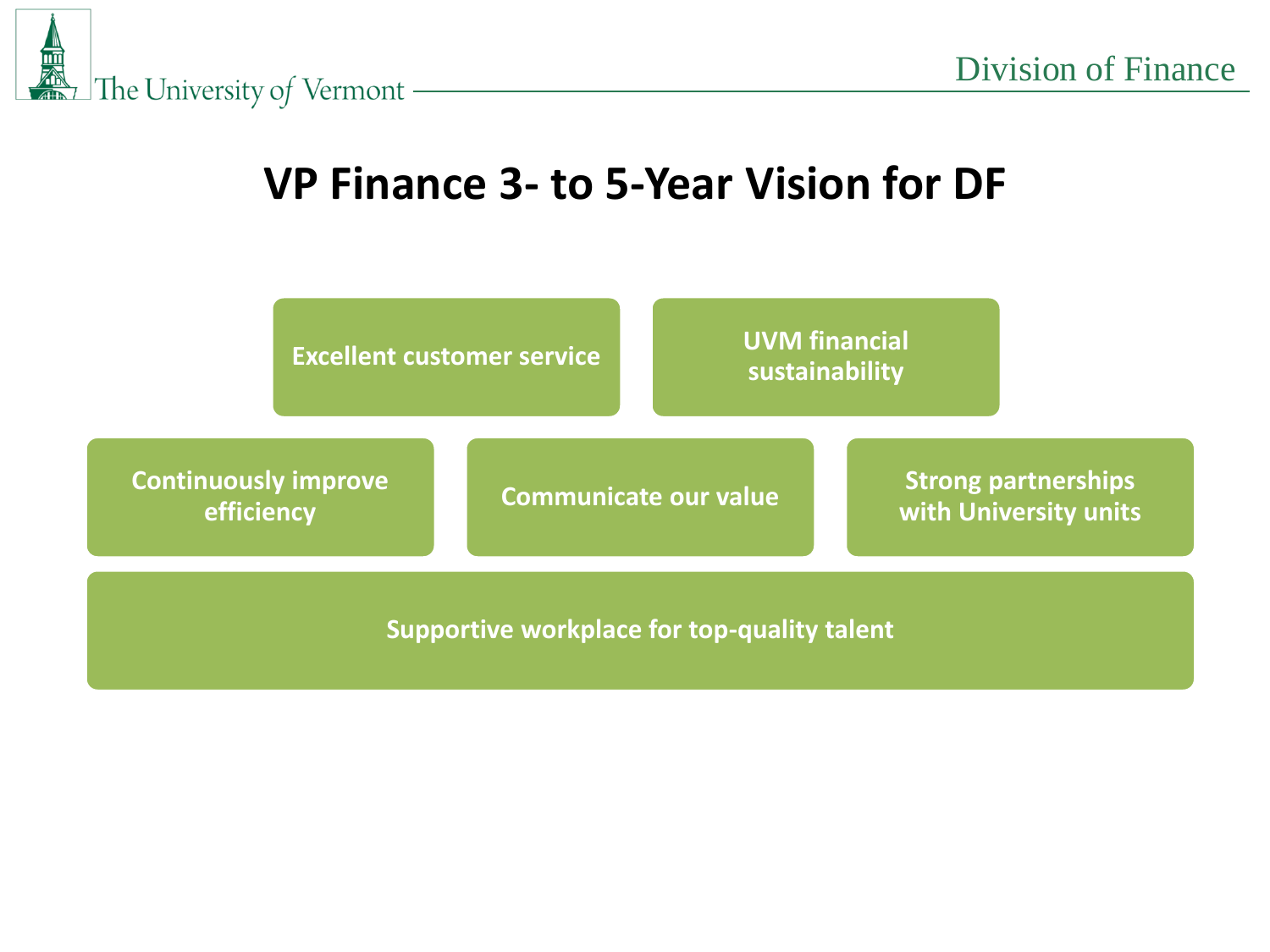# VP Finance 3- to 5-Year Vision for DF

- Excellent customer service
- UVM financial sustainability
- Continuously improve efficiency
- Communicate our value
- Strong partnerships with University units
- Supportive workplace for top-quality talent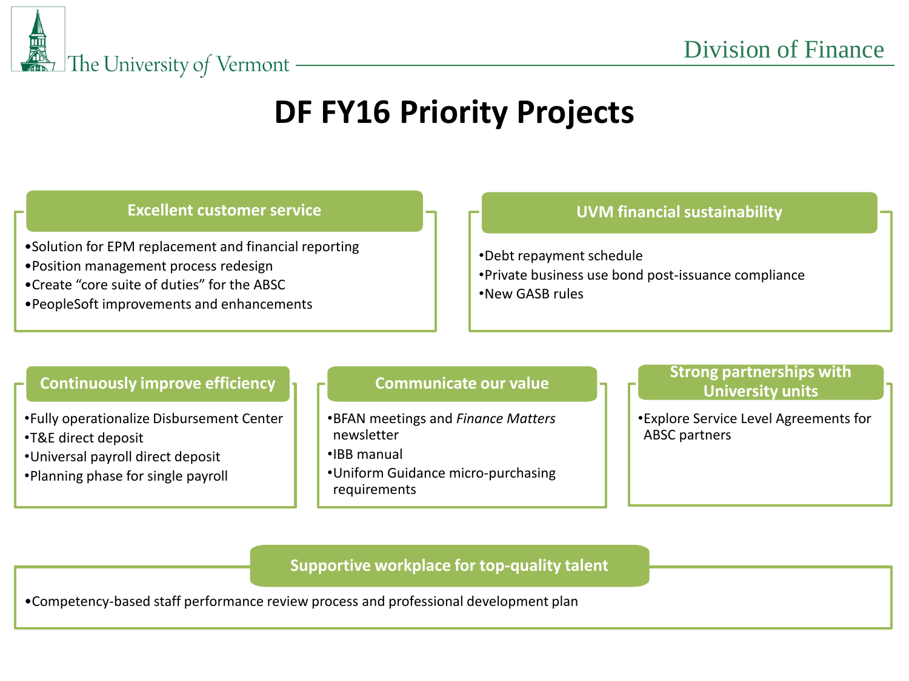# DF FY16 Priority Projects

## Excellent customer service

- Solution for EPM replacement and financial reporting
- Position management process redesign
- Create "core suite of duties" for the ABSC
- PeopleSoft improvements and enhancements

## UVM financial sustainability

- Debt repayment schedule
- Private business use bond post-issuance compliance
- New GASB rules

## Continuously improve efficiency

- Fully operationalize Disbursement Center
- T&E direct deposit
- Universal payroll direct deposit
- Planning phase for single payroll

## Communicate our value

- BFAN meetings and *Finance Matters* newsletter
- IBB manual
- Uniform Guidance micro-purchasing requirements

## Strong partnerships with University units

- Explore Service Level Agreements for ABSC partners

## Supportive workplace for top-quality talent

- Competency-based staff performance review process and professional development plan